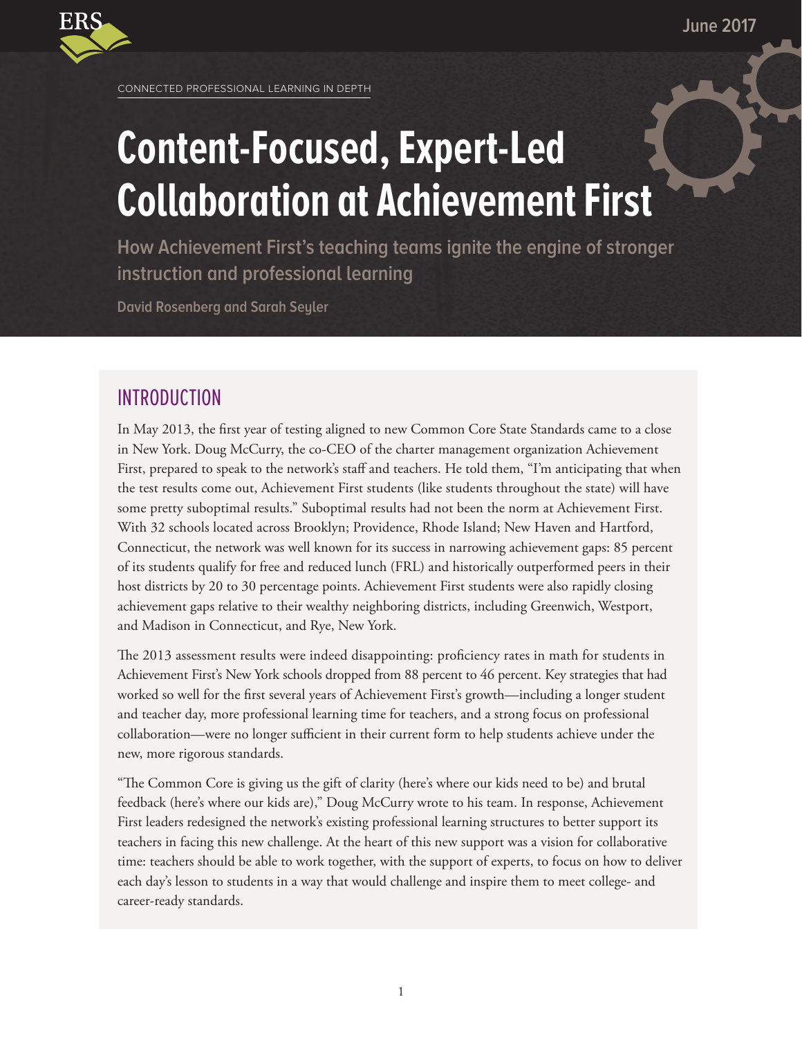CONNECTED PROFESSIONAL LEARNING IN DEPTH

June 2017

# Content-Focused, Expert-Led Collaboration at Achievement First

## How Achievement First's teaching teams ignite the engine of stronger instruction and professional learning

David Rosenberg and Sarah Seyler

## INTRODUCTION

In May 2013, the first year of testing aligned to new Common Core State Standards came to a close in New York. Doug McCurry, the co-CEO of the charter management organization Achievement First, prepared to speak to the network's staff and teachers. He told them, "I'm anticipating that when the test results come out, Achievement First students (like students throughout the state) will have some pretty suboptimal results." Suboptimal results had not been the norm at Achievement First. With 32 schools located across Brooklyn; Providence, Rhode Island; New Haven and Hartford, Connecticut, the network was well known for its success in narrowing achievement gaps: 85 percent of its students qualify for free and reduced lunch (FRL) and historically outperformed peers in their host districts by 20 to 30 percentage points. Achievement First students were also rapidly closing achievement gaps relative to their wealthy neighboring districts, including Greenwich, Westport, and Madison in Connecticut, and Rye, New York.

The 2013 assessment results were indeed disappointing: proficiency rates in math for students in Achievement First's New York schools dropped from 88 percent to 46 percent. Key strategies that had worked so well for the first several years of Achievement First's growth—including a longer student and teacher day, more professional learning time for teachers, and a strong focus on professional collaboration—were no longer sufficient in their current form to help students achieve under the new, more rigorous standards.

"The Common Core is giving us the gift of clarity (here's where our kids need to be) and brutal feedback (here's where our kids are)," Doug McCurry wrote to his team. In response, Achievement First leaders redesigned the network's existing professional learning structures to better support its teachers in facing this new challenge. At the heart of this new support was a vision for collaborative time: teachers should be able to work together, with the support of experts, to focus on how to deliver each day's lesson to students in a way that would challenge and inspire them to meet college- and career-ready standards.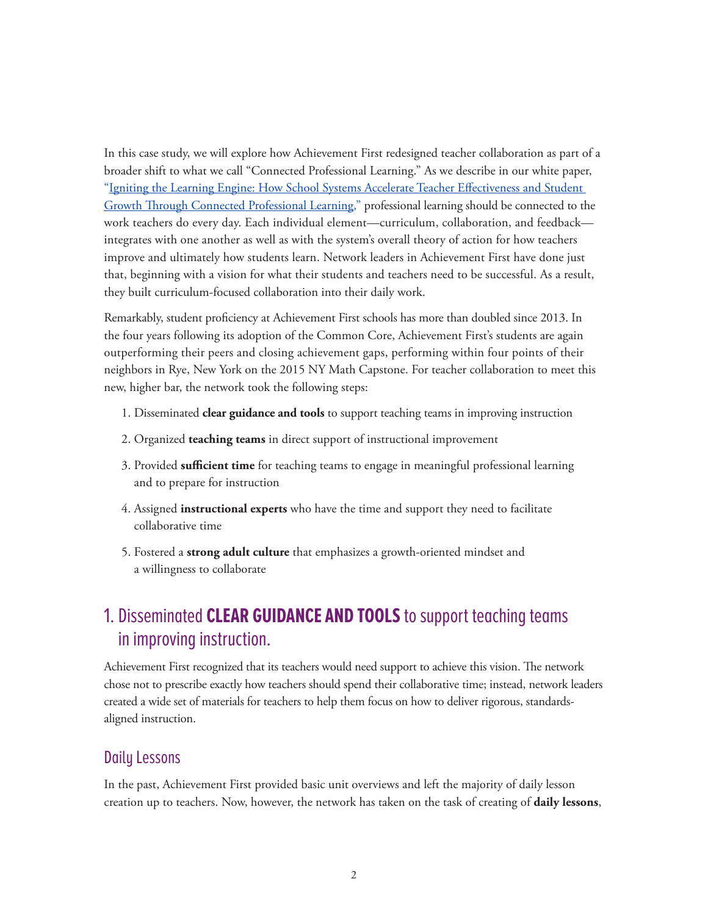In this case study, we will explore how Achievement First redesigned teacher collaboration as part of a broader shift to what we call "Connected Professional Learning." As we describe in our white paper, "[Igniting the Learning Engine: How School Systems Accelerate Teacher Effectiveness and Student Growth Through Connected Professional Learning,]()" professional learning should be connected to the work teachers do every day. Each individual element—curriculum, collaboration, and feedback—integrates with one another as well as with the system's overall theory of action for how teachers improve and ultimately how students learn. Network leaders in Achievement First have done just that, beginning with a vision for what their students and teachers need to be successful. As a result, they built curriculum-focused collaboration into their daily work.

Remarkably, student proficiency at Achievement First schools has more than doubled since 2013. In the four years following its adoption of the Common Core, Achievement First's students are again outperforming their peers and closing achievement gaps, performing within four points of their neighbors in Rye, New York on the 2015 NY Math Capstone. For teacher collaboration to meet this new, higher bar, the network took the following steps:

1. Disseminated **clear guidance and tools** to support teaching teams in improving instruction
2. Organized **teaching teams** in direct support of instructional improvement
3. Provided **sufficient time** for teaching teams to engage in meaningful professional learning and to prepare for instruction
4. Assigned **instructional experts** who have the time and support they need to facilitate collaborative time
5. Fostered a **strong adult culture** that emphasizes a growth-oriented mindset and a willingness to collaborate

## 1. Disseminated **CLEAR GUIDANCE AND TOOLS** to support teaching teams in improving instruction.

Achievement First recognized that its teachers would need support to achieve this vision. The network chose not to prescribe exactly how teachers should spend their collaborative time; instead, network leaders created a wide set of materials for teachers to help them focus on how to deliver rigorous, standards-aligned instruction.

### Daily Lessons

In the past, Achievement First provided basic unit overviews and left the majority of daily lesson creation up to teachers. Now, however, the network has taken on the task of creating of **daily lessons**,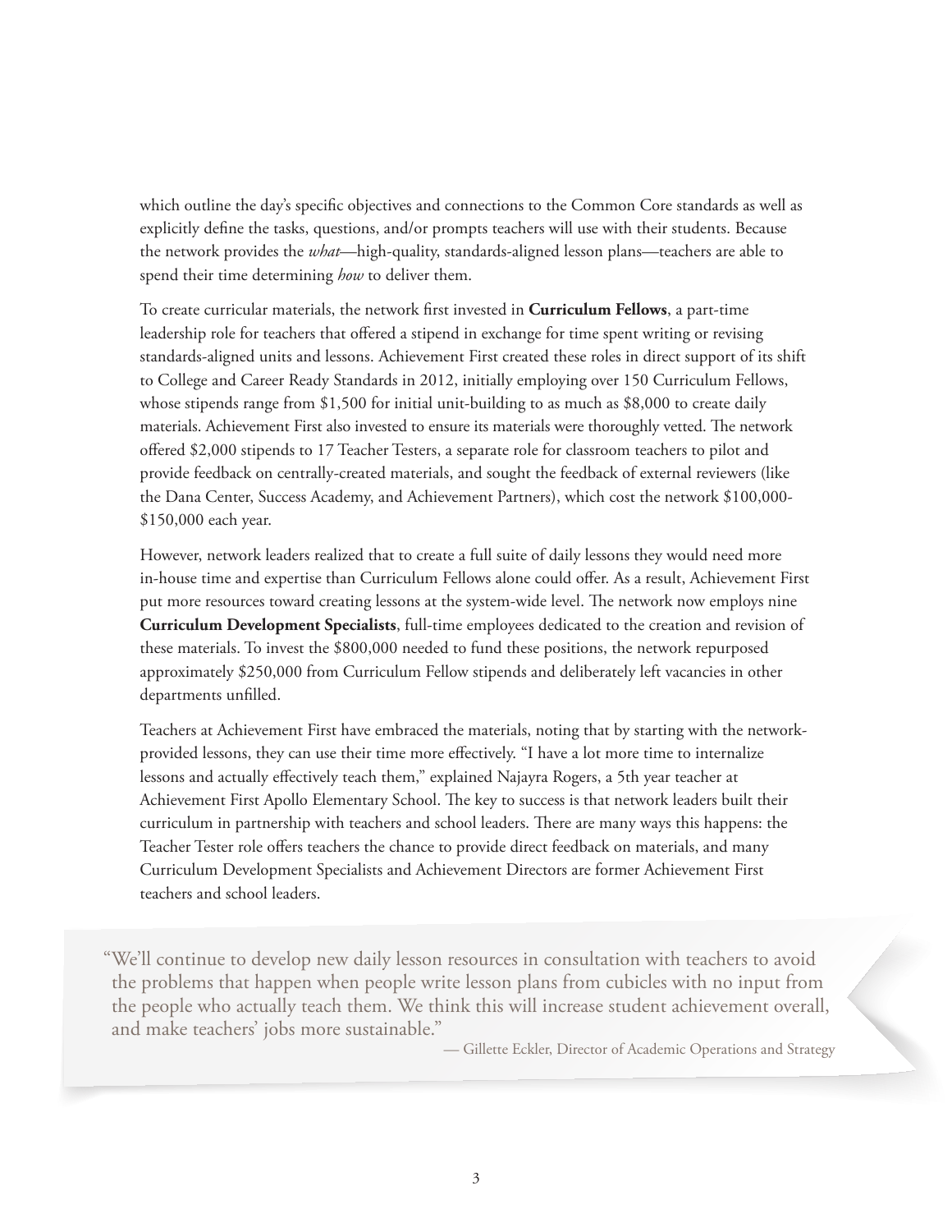which outline the day's specific objectives and connections to the Common Core standards as well as explicitly define the tasks, questions, and/or prompts teachers will use with their students. Because the network provides the *what*—high-quality, standards-aligned lesson plans—teachers are able to spend their time determining *how* to deliver them.

To create curricular materials, the network first invested in **Curriculum Fellows**, a part-time leadership role for teachers that offered a stipend in exchange for time spent writing or revising standards-aligned units and lessons. Achievement First created these roles in direct support of its shift to College and Career Ready Standards in 2012, initially employing over 150 Curriculum Fellows, whose stipends range from $1,500 for initial unit-building to as much as $8,000 to create daily materials. Achievement First also invested to ensure its materials were thoroughly vetted. The network offered $2,000 stipends to 17 Teacher Testers, a separate role for classroom teachers to pilot and provide feedback on centrally-created materials, and sought the feedback of external reviewers (like the Dana Center, Success Academy, and Achievement Partners), which cost the network $100,000-$150,000 each year.

However, network leaders realized that to create a full suite of daily lessons they would need more in-house time and expertise than Curriculum Fellows alone could offer. As a result, Achievement First put more resources toward creating lessons at the system-wide level. The network now employs nine **Curriculum Development Specialists**, full-time employees dedicated to the creation and revision of these materials. To invest the $800,000 needed to fund these positions, the network repurposed approximately $250,000 from Curriculum Fellow stipends and deliberately left vacancies in other departments unfilled.

Teachers at Achievement First have embraced the materials, noting that by starting with the network-provided lessons, they can use their time more effectively. "I have a lot more time to internalize lessons and actually effectively teach them," explained Najayra Rogers, a 5th year teacher at Achievement First Apollo Elementary School. The key to success is that network leaders built their curriculum in partnership with teachers and school leaders. There are many ways this happens: the Teacher Tester role offers teachers the chance to provide direct feedback on materials, and many Curriculum Development Specialists and Achievement Directors are former Achievement First teachers and school leaders.

> "We'll continue to develop new daily lesson resources in consultation with teachers to avoid the problems that happen when people write lesson plans from cubicles with no input from the people who actually teach them. We think this will increase student achievement overall, and make teachers' jobs more sustainable."
>
> — Gillette Eckler, Director of Academic Operations and Strategy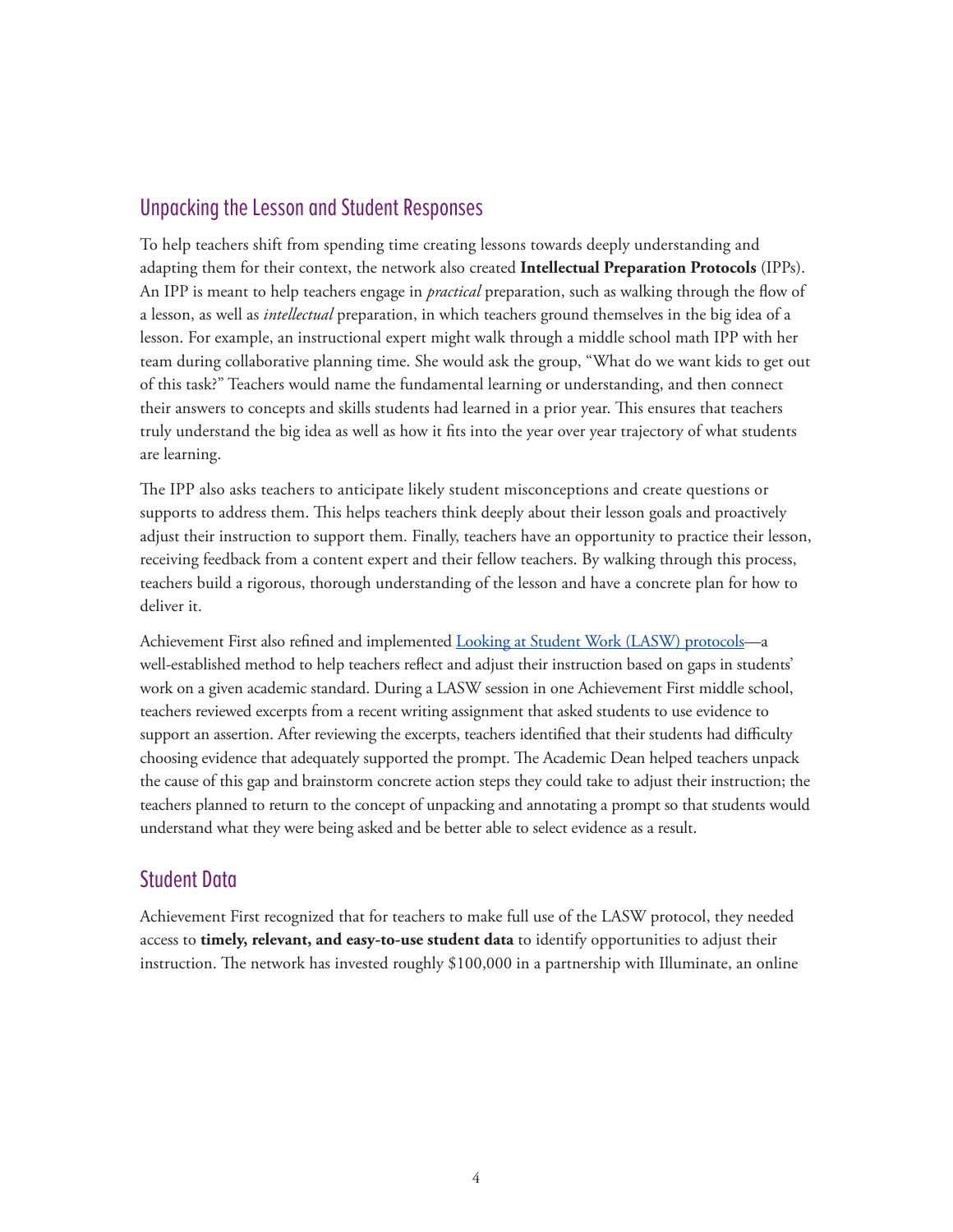## Unpacking the Lesson and Student Responses

To help teachers shift from spending time creating lessons towards deeply understanding and adapting them for their context, the network also created **Intellectual Preparation Protocols** (IPPs). An IPP is meant to help teachers engage in *practical* preparation, such as walking through the flow of a lesson, as well as *intellectual* preparation, in which teachers ground themselves in the big idea of a lesson. For example, an instructional expert might walk through a middle school math IPP with her team during collaborative planning time. She would ask the group, "What do we want kids to get out of this task?" Teachers would name the fundamental learning or understanding, and then connect their answers to concepts and skills students had learned in a prior year. This ensures that teachers truly understand the big idea as well as how it fits into the year over year trajectory of what students are learning.

The IPP also asks teachers to anticipate likely student misconceptions and create questions or supports to address them. This helps teachers think deeply about their lesson goals and proactively adjust their instruction to support them. Finally, teachers have an opportunity to practice their lesson, receiving feedback from a content expert and their fellow teachers. By walking through this process, teachers build a rigorous, thorough understanding of the lesson and have a concrete plan for how to deliver it.

Achievement First also refined and implemented [Looking at Student Work (LASW) protocols]—a well-established method to help teachers reflect and adjust their instruction based on gaps in students' work on a given academic standard. During a LASW session in one Achievement First middle school, teachers reviewed excerpts from a recent writing assignment that asked students to use evidence to support an assertion. After reviewing the excerpts, teachers identified that their students had difficulty choosing evidence that adequately supported the prompt. The Academic Dean helped teachers unpack the cause of this gap and brainstorm concrete action steps they could take to adjust their instruction; the teachers planned to return to the concept of unpacking and annotating a prompt so that students would understand what they were being asked and be better able to select evidence as a result.

## Student Data

Achievement First recognized that for teachers to make full use of the LASW protocol, they needed access to **timely, relevant, and easy-to-use student data** to identify opportunities to adjust their instruction. The network has invested roughly $100,000 in a partnership with Illuminate, an online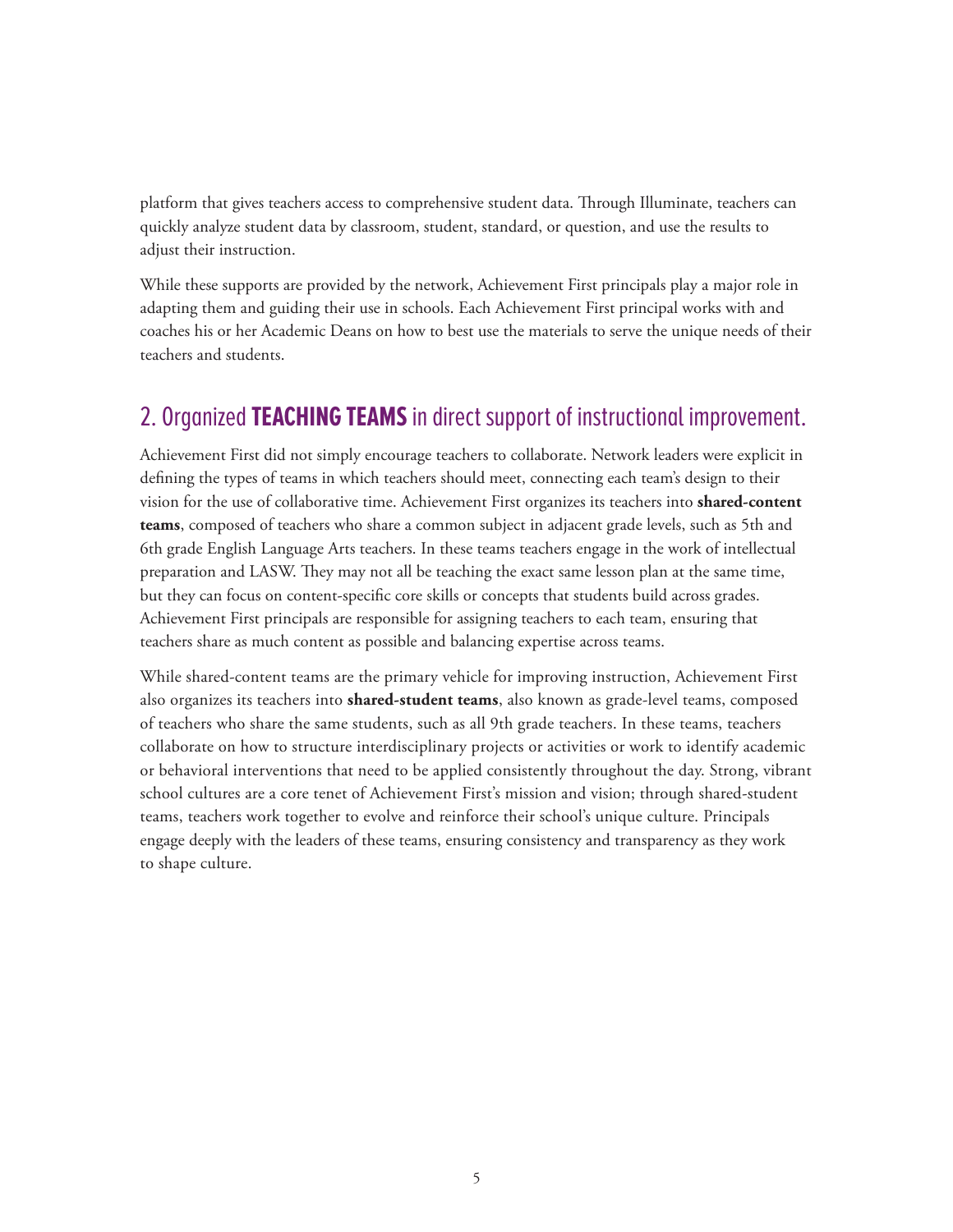platform that gives teachers access to comprehensive student data. Through Illuminate, teachers can quickly analyze student data by classroom, student, standard, or question, and use the results to adjust their instruction.

While these supports are provided by the network, Achievement First principals play a major role in adapting them and guiding their use in schools. Each Achievement First principal works with and coaches his or her Academic Deans on how to best use the materials to serve the unique needs of their teachers and students.

## 2. Organized **TEACHING TEAMS** in direct support of instructional improvement.

Achievement First did not simply encourage teachers to collaborate. Network leaders were explicit in defining the types of teams in which teachers should meet, connecting each team's design to their vision for the use of collaborative time. Achievement First organizes its teachers into **shared-content teams**, composed of teachers who share a common subject in adjacent grade levels, such as 5th and 6th grade English Language Arts teachers. In these teams teachers engage in the work of intellectual preparation and LASW. They may not all be teaching the exact same lesson plan at the same time, but they can focus on content-specific core skills or concepts that students build across grades. Achievement First principals are responsible for assigning teachers to each team, ensuring that teachers share as much content as possible and balancing expertise across teams.

While shared-content teams are the primary vehicle for improving instruction, Achievement First also organizes its teachers into **shared-student teams**, also known as grade-level teams, composed of teachers who share the same students, such as all 9th grade teachers. In these teams, teachers collaborate on how to structure interdisciplinary projects or activities or work to identify academic or behavioral interventions that need to be applied consistently throughout the day. Strong, vibrant school cultures are a core tenet of Achievement First's mission and vision; through shared-student teams, teachers work together to evolve and reinforce their school's unique culture. Principals engage deeply with the leaders of these teams, ensuring consistency and transparency as they work to shape culture.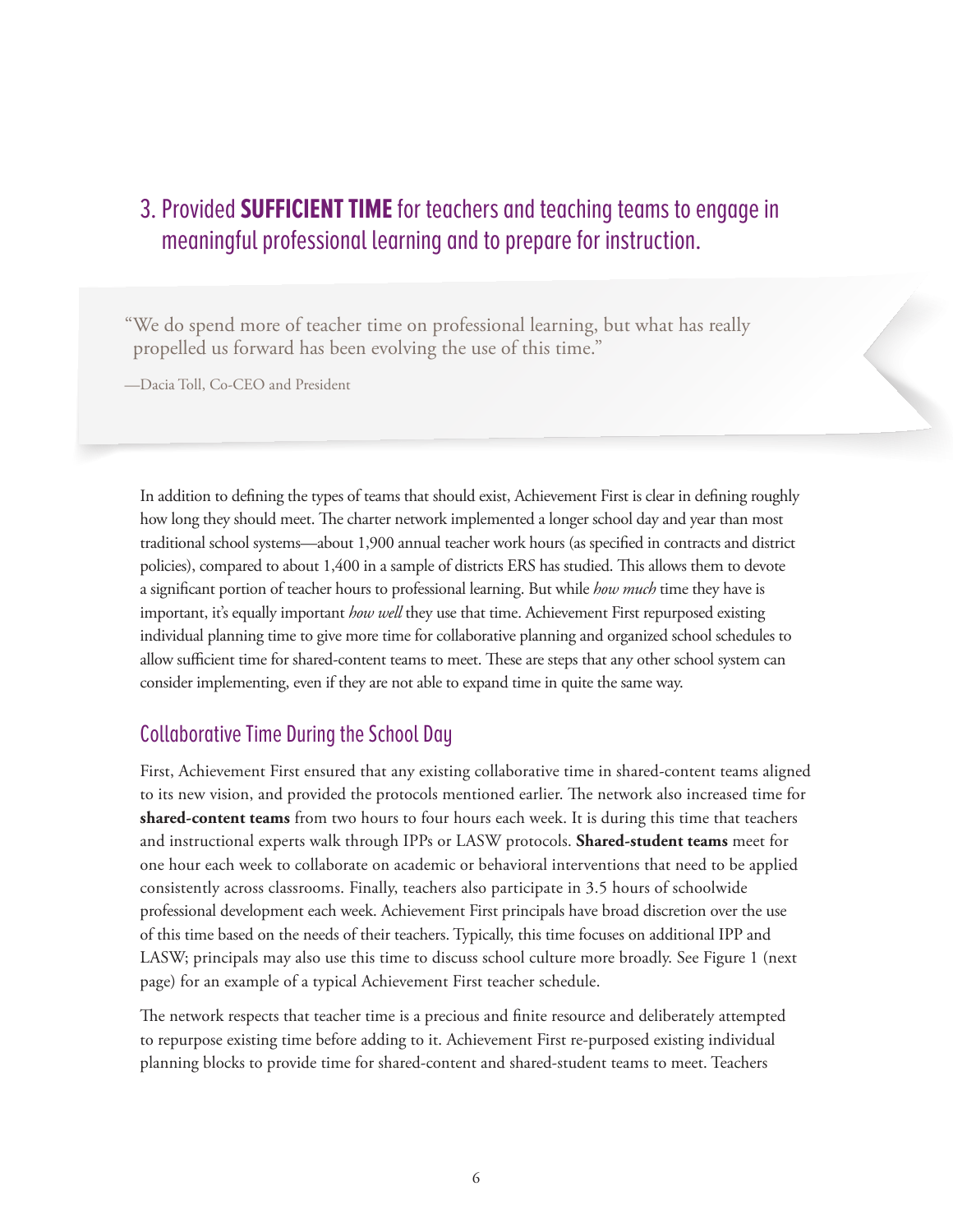## 3. Provided **SUFFICIENT TIME** for teachers and teaching teams to engage in meaningful professional learning and to prepare for instruction.

> "We do spend more of teacher time on professional learning, but what has really propelled us forward has been evolving the use of this time."
>
> —Dacia Toll, Co-CEO and President

In addition to defining the types of teams that should exist, Achievement First is clear in defining roughly how long they should meet. The charter network implemented a longer school day and year than most traditional school systems—about 1,900 annual teacher work hours (as specified in contracts and district policies), compared to about 1,400 in a sample of districts ERS has studied. This allows them to devote a significant portion of teacher hours to professional learning. But while *how much* time they have is important, it's equally important *how well* they use that time. Achievement First repurposed existing individual planning time to give more time for collaborative planning and organized school schedules to allow sufficient time for shared-content teams to meet. These are steps that any other school system can consider implementing, even if they are not able to expand time in quite the same way.

### Collaborative Time During the School Day

First, Achievement First ensured that any existing collaborative time in shared-content teams aligned to its new vision, and provided the protocols mentioned earlier. The network also increased time for **shared-content teams** from two hours to four hours each week. It is during this time that teachers and instructional experts walk through IPPs or LASW protocols. **Shared-student teams** meet for one hour each week to collaborate on academic or behavioral interventions that need to be applied consistently across classrooms. Finally, teachers also participate in 3.5 hours of schoolwide professional development each week. Achievement First principals have broad discretion over the use of this time based on the needs of their teachers. Typically, this time focuses on additional IPP and LASW; principals may also use this time to discuss school culture more broadly. See Figure 1 (next page) for an example of a typical Achievement First teacher schedule.

The network respects that teacher time is a precious and finite resource and deliberately attempted to repurpose existing time before adding to it. Achievement First re-purposed existing individual planning blocks to provide time for shared-content and shared-student teams to meet. Teachers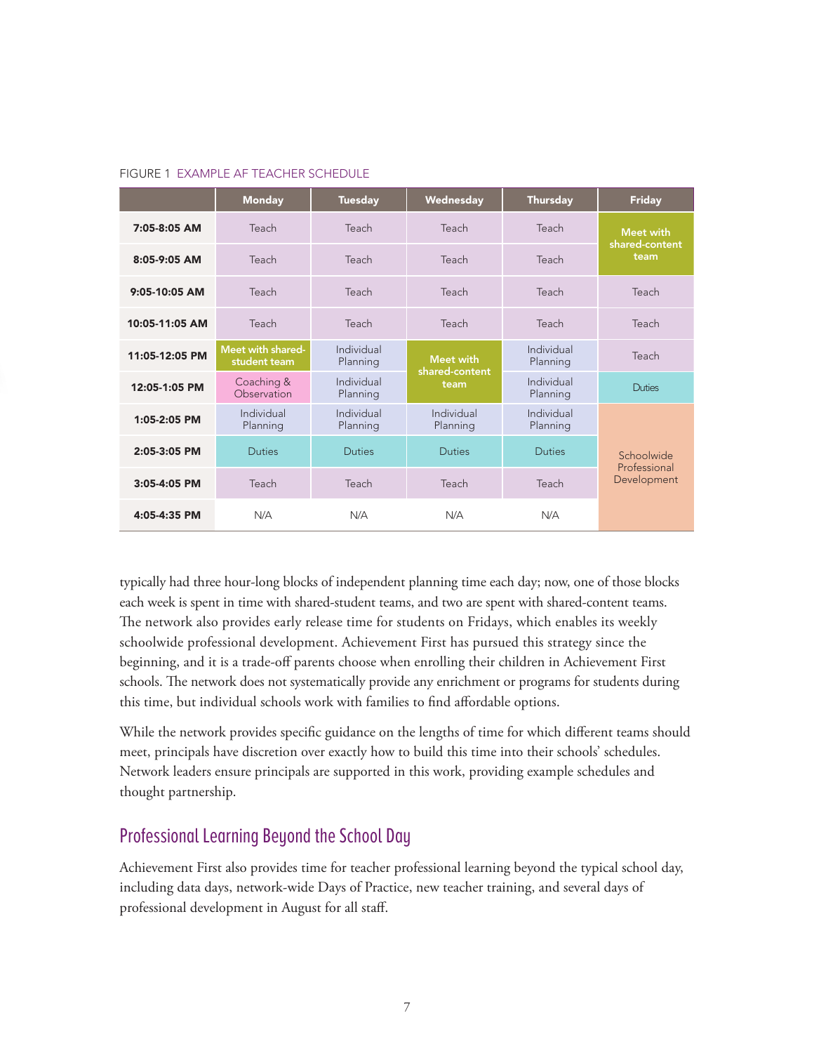FIGURE 1 EXAMPLE AF TEACHER SCHEDULE

| | Monday | Tuesday | Wednesday | Thursday | Friday |
|---|---|---|---|---|---|
| 7:05-8:05 AM | Teach | Teach | Teach | Teach | Meet with shared-content team |
| 8:05-9:05 AM | Teach | Teach | Teach | Teach | |
| 9:05-10:05 AM | Teach | Teach | Teach | Teach | Teach |
| 10:05-11:05 AM | Teach | Teach | Teach | Teach | Teach |
| 11:05-12:05 PM | Meet with shared-student team | Individual Planning | Meet with shared-content team | Individual Planning | Teach |
| 12:05-1:05 PM | Coaching & Observation | Individual Planning | | Individual Planning | Duties |
| 1:05-2:05 PM | Individual Planning | Individual Planning | Individual Planning | Individual Planning | Schoolwide Professional Development |
| 2:05-3:05 PM | Duties | Duties | Duties | Duties | |
| 3:05-4:05 PM | Teach | Teach | Teach | Teach | |
| 4:05-4:35 PM | N/A | N/A | N/A | N/A | |

typically had three hour-long blocks of independent planning time each day; now, one of those blocks each week is spent in time with shared-student teams, and two are spent with shared-content teams. The network also provides early release time for students on Fridays, which enables its weekly schoolwide professional development. Achievement First has pursued this strategy since the beginning, and it is a trade-off parents choose when enrolling their children in Achievement First schools. The network does not systematically provide any enrichment or programs for students during this time, but individual schools work with families to find affordable options.

While the network provides specific guidance on the lengths of time for which different teams should meet, principals have discretion over exactly how to build this time into their schools' schedules. Network leaders ensure principals are supported in this work, providing example schedules and thought partnership.

## Professional Learning Beyond the School Day

Achievement First also provides time for teacher professional learning beyond the typical school day, including data days, network-wide Days of Practice, new teacher training, and several days of professional development in August for all staff.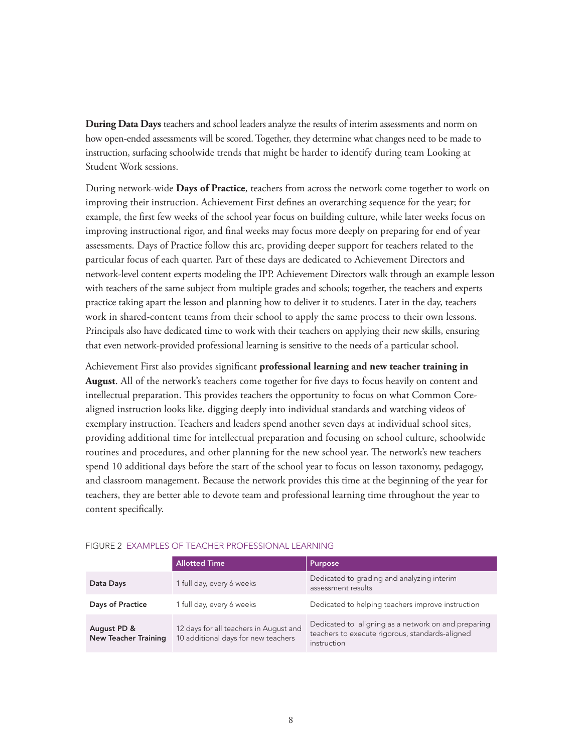**During Data Days** teachers and school leaders analyze the results of interim assessments and norm on how open-ended assessments will be scored. Together, they determine what changes need to be made to instruction, surfacing schoolwide trends that might be harder to identify during team Looking at Student Work sessions.

During network-wide **Days of Practice**, teachers from across the network come together to work on improving their instruction. Achievement First defines an overarching sequence for the year; for example, the first few weeks of the school year focus on building culture, while later weeks focus on improving instructional rigor, and final weeks may focus more deeply on preparing for end of year assessments. Days of Practice follow this arc, providing deeper support for teachers related to the particular focus of each quarter. Part of these days are dedicated to Achievement Directors and network-level content experts modeling the IPP. Achievement Directors walk through an example lesson with teachers of the same subject from multiple grades and schools; together, the teachers and experts practice taking apart the lesson and planning how to deliver it to students. Later in the day, teachers work in shared-content teams from their school to apply the same process to their own lessons. Principals also have dedicated time to work with their teachers on applying their new skills, ensuring that even network-provided professional learning is sensitive to the needs of a particular school.

Achievement First also provides significant **professional learning and new teacher training in August**. All of the network's teachers come together for five days to focus heavily on content and intellectual preparation. This provides teachers the opportunity to focus on what Common Core-aligned instruction looks like, digging deeply into individual standards and watching videos of exemplary instruction. Teachers and leaders spend another seven days at individual school sites, providing additional time for intellectual preparation and focusing on school culture, schoolwide routines and procedures, and other planning for the new school year. The network's new teachers spend 10 additional days before the start of the school year to focus on lesson taxonomy, pedagogy, and classroom management. Because the network provides this time at the beginning of the year for teachers, they are better able to devote team and professional learning time throughout the year to content specifically.

FIGURE 2 EXAMPLES OF TEACHER PROFESSIONAL LEARNING

| | Allotted Time | Purpose |
|---|---|---|
| **Data Days** | 1 full day, every 6 weeks | Dedicated to grading and analyzing interim assessment results |
| **Days of Practice** | 1 full day, every 6 weeks | Dedicated to helping teachers improve instruction |
| **August PD & New Teacher Training** | 12 days for all teachers in August and 10 additional days for new teachers | Dedicated to aligning as a network on and preparing teachers to execute rigorous, standards-aligned instruction |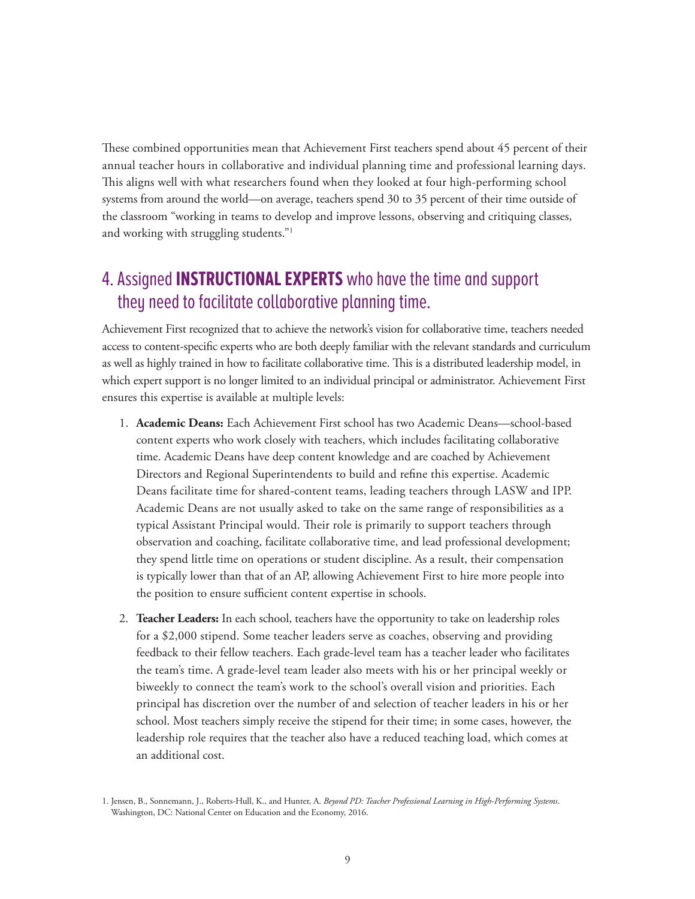These combined opportunities mean that Achievement First teachers spend about 45 percent of their annual teacher hours in collaborative and individual planning time and professional learning days. This aligns well with what researchers found when they looked at four high-performing school systems from around the world—on average, teachers spend 30 to 35 percent of their time outside of the classroom "working in teams to develop and improve lessons, observing and critiquing classes, and working with struggling students."[1]

## 4. Assigned **INSTRUCTIONAL EXPERTS** who have the time and support they need to facilitate collaborative planning time.

Achievement First recognized that to achieve the network's vision for collaborative time, teachers needed access to content-specific experts who are both deeply familiar with the relevant standards and curriculum as well as highly trained in how to facilitate collaborative time. This is a distributed leadership model, in which expert support is no longer limited to an individual principal or administrator. Achievement First ensures this expertise is available at multiple levels:

1. **Academic Deans:** Each Achievement First school has two Academic Deans—school-based content experts who work closely with teachers, which includes facilitating collaborative time. Academic Deans have deep content knowledge and are coached by Achievement Directors and Regional Superintendents to build and refine this expertise. Academic Deans facilitate time for shared-content teams, leading teachers through LASW and IPP. Academic Deans are not usually asked to take on the same range of responsibilities as a typical Assistant Principal would. Their role is primarily to support teachers through observation and coaching, facilitate collaborative time, and lead professional development; they spend little time on operations or student discipline. As a result, their compensation is typically lower than that of an AP, allowing Achievement First to hire more people into the position to ensure sufficient content expertise in schools.

2. **Teacher Leaders:** In each school, teachers have the opportunity to take on leadership roles for a $2,000 stipend. Some teacher leaders serve as coaches, observing and providing feedback to their fellow teachers. Each grade-level team has a teacher leader who facilitates the team's time. A grade-level team leader also meets with his or her principal weekly or biweekly to connect the team's work to the school's overall vision and priorities. Each principal has discretion over the number of and selection of teacher leaders in his or her school. Most teachers simply receive the stipend for their time; in some cases, however, the leadership role requires that the teacher also have a reduced teaching load, which comes at an additional cost.

1. Jensen, B., Sonnemann, J., Roberts-Hull, K., and Hunter, A. *Beyond PD: Teacher Professional Learning in High-Performing Systems.* Washington, DC: National Center on Education and the Economy, 2016.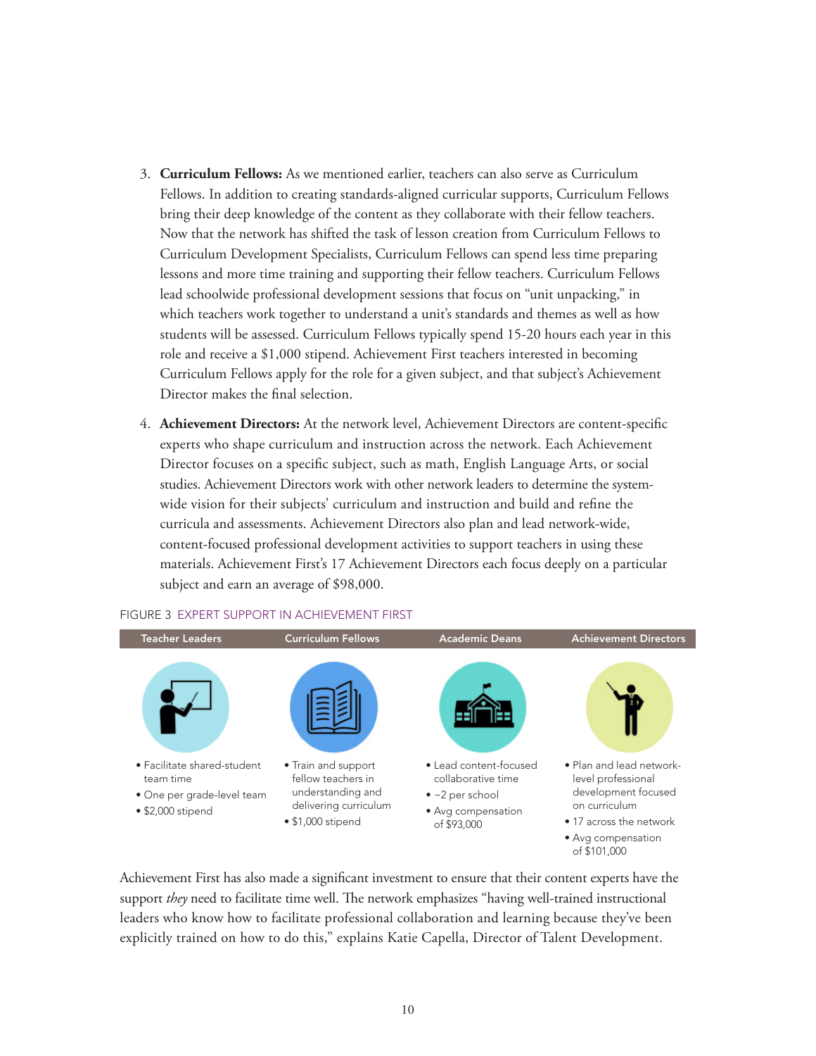3. **Curriculum Fellows:** As we mentioned earlier, teachers can also serve as Curriculum Fellows. In addition to creating standards-aligned curricular supports, Curriculum Fellows bring their deep knowledge of the content as they collaborate with their fellow teachers. Now that the network has shifted the task of lesson creation from Curriculum Fellows to Curriculum Development Specialists, Curriculum Fellows can spend less time preparing lessons and more time training and supporting their fellow teachers. Curriculum Fellows lead schoolwide professional development sessions that focus on "unit unpacking," in which teachers work together to understand a unit's standards and themes as well as how students will be assessed. Curriculum Fellows typically spend 15-20 hours each year in this role and receive a $1,000 stipend. Achievement First teachers interested in becoming Curriculum Fellows apply for the role for a given subject, and that subject's Achievement Director makes the final selection.

4. **Achievement Directors:** At the network level, Achievement Directors are content-specific experts who shape curriculum and instruction across the network. Each Achievement Director focuses on a specific subject, such as math, English Language Arts, or social studies. Achievement Directors work with other network leaders to determine the system-wide vision for their subjects' curriculum and instruction and build and refine the curricula and assessments. Achievement Directors also plan and lead network-wide, content-focused professional development activities to support teachers in using these materials. Achievement First's 17 Achievement Directors each focus deeply on a particular subject and earn an average of $98,000.

FIGURE 3 EXPERT SUPPORT IN ACHIEVEMENT FIRST

| Teacher Leaders | Curriculum Fellows | Academic Deans | Achievement Directors |
|---|---|---|---|
| • Facilitate shared-student team time<br>• One per grade-level team<br>• $2,000 stipend | • Train and support fellow teachers in understanding and delivering curriculum<br>• $1,000 stipend | • Lead content-focused collaborative time<br>• ~2 per school<br>• Avg compensation of $93,000 | • Plan and lead network-level professional development focused on curriculum<br>• 17 across the network<br>• Avg compensation of $101,000 |

Achievement First has also made a significant investment to ensure that their content experts have the support *they* need to facilitate time well. The network emphasizes "having well-trained instructional leaders who know how to facilitate professional collaboration and learning because they've been explicitly trained on how to do this," explains Katie Capella, Director of Talent Development.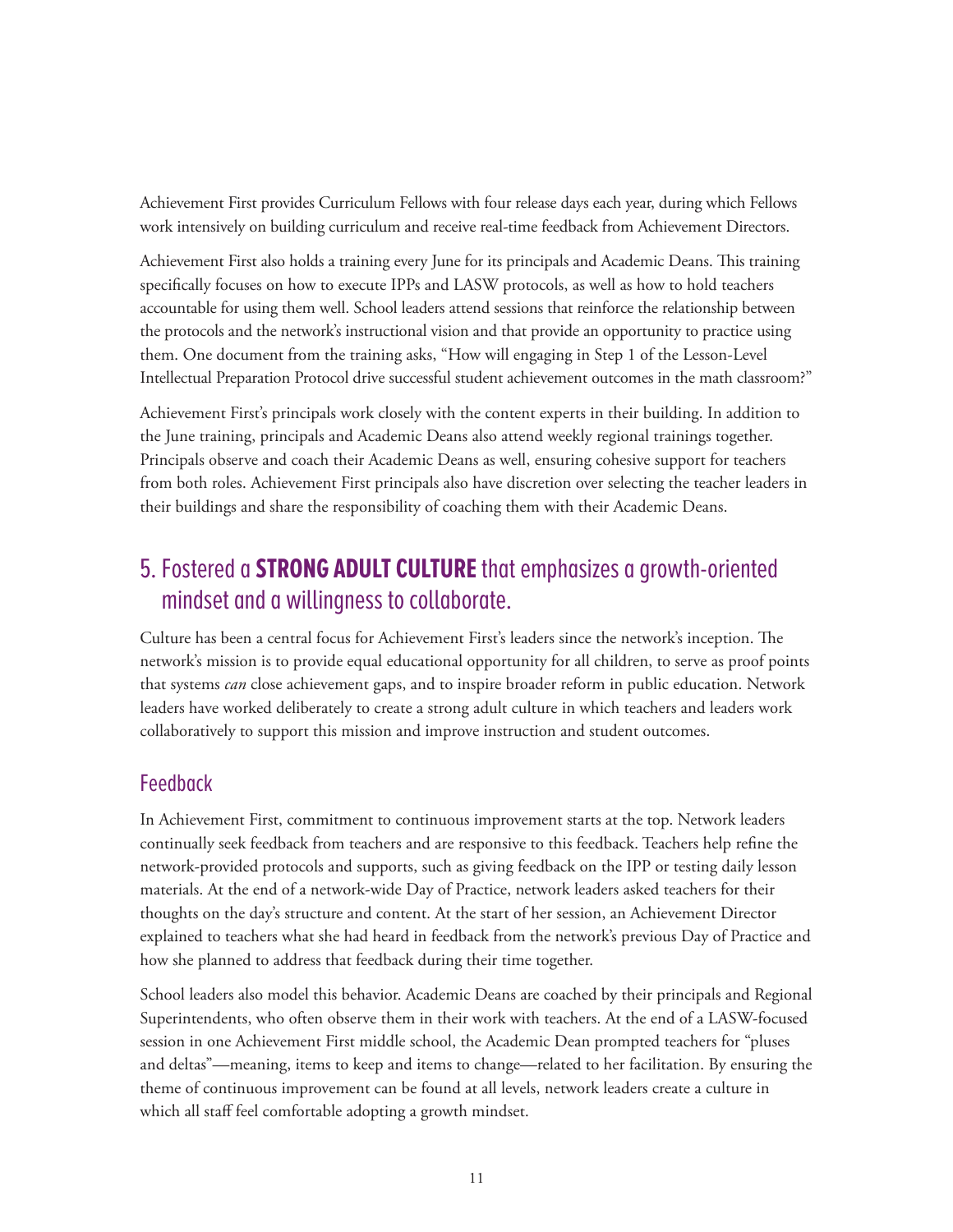Achievement First provides Curriculum Fellows with four release days each year, during which Fellows work intensively on building curriculum and receive real-time feedback from Achievement Directors.

Achievement First also holds a training every June for its principals and Academic Deans. This training specifically focuses on how to execute IPPs and LASW protocols, as well as how to hold teachers accountable for using them well. School leaders attend sessions that reinforce the relationship between the protocols and the network's instructional vision and that provide an opportunity to practice using them. One document from the training asks, "How will engaging in Step 1 of the Lesson-Level Intellectual Preparation Protocol drive successful student achievement outcomes in the math classroom?"

Achievement First's principals work closely with the content experts in their building. In addition to the June training, principals and Academic Deans also attend weekly regional trainings together. Principals observe and coach their Academic Deans as well, ensuring cohesive support for teachers from both roles. Achievement First principals also have discretion over selecting the teacher leaders in their buildings and share the responsibility of coaching them with their Academic Deans.

## 5. Fostered a **STRONG ADULT CULTURE** that emphasizes a growth-oriented mindset and a willingness to collaborate.

Culture has been a central focus for Achievement First's leaders since the network's inception. The network's mission is to provide equal educational opportunity for all children, to serve as proof points that systems *can* close achievement gaps, and to inspire broader reform in public education. Network leaders have worked deliberately to create a strong adult culture in which teachers and leaders work collaboratively to support this mission and improve instruction and student outcomes.

### Feedback

In Achievement First, commitment to continuous improvement starts at the top. Network leaders continually seek feedback from teachers and are responsive to this feedback. Teachers help refine the network-provided protocols and supports, such as giving feedback on the IPP or testing daily lesson materials. At the end of a network-wide Day of Practice, network leaders asked teachers for their thoughts on the day's structure and content. At the start of her session, an Achievement Director explained to teachers what she had heard in feedback from the network's previous Day of Practice and how she planned to address that feedback during their time together.

School leaders also model this behavior. Academic Deans are coached by their principals and Regional Superintendents, who often observe them in their work with teachers. At the end of a LASW-focused session in one Achievement First middle school, the Academic Dean prompted teachers for "pluses and deltas"—meaning, items to keep and items to change—related to her facilitation. By ensuring the theme of continuous improvement can be found at all levels, network leaders create a culture in which all staff feel comfortable adopting a growth mindset.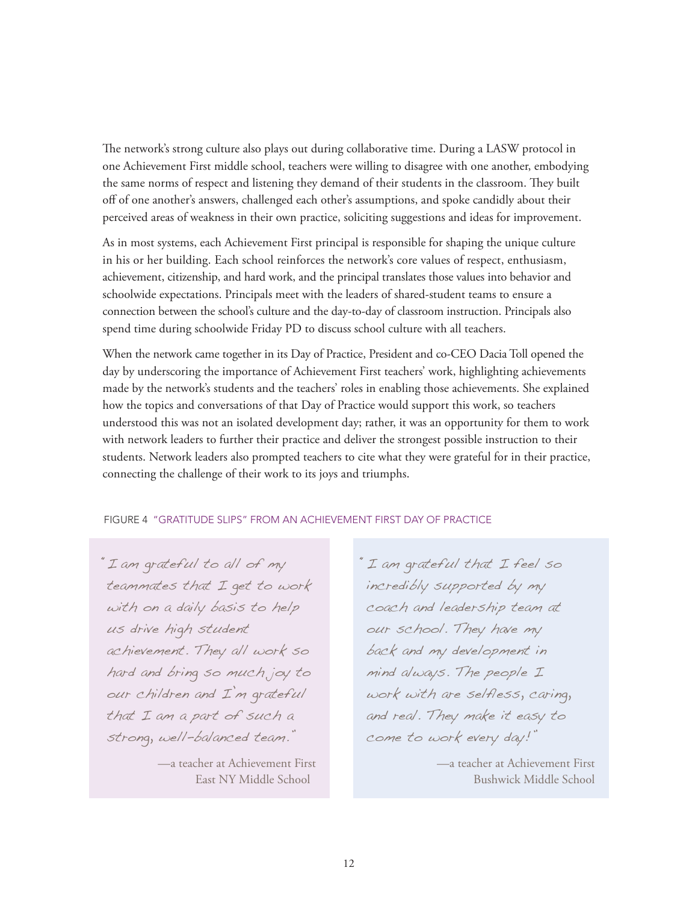The network's strong culture also plays out during collaborative time. During a LASW protocol in one Achievement First middle school, teachers were willing to disagree with one another, embodying the same norms of respect and listening they demand of their students in the classroom. They built off of one another's answers, challenged each other's assumptions, and spoke candidly about their perceived areas of weakness in their own practice, soliciting suggestions and ideas for improvement.

As in most systems, each Achievement First principal is responsible for shaping the unique culture in his or her building. Each school reinforces the network's core values of respect, enthusiasm, achievement, citizenship, and hard work, and the principal translates those values into behavior and schoolwide expectations. Principals meet with the leaders of shared-student teams to ensure a connection between the school's culture and the day-to-day of classroom instruction. Principals also spend time during schoolwide Friday PD to discuss school culture with all teachers.

When the network came together in its Day of Practice, President and co-CEO Dacia Toll opened the day by underscoring the importance of Achievement First teachers' work, highlighting achievements made by the network's students and the teachers' roles in enabling those achievements. She explained how the topics and conversations of that Day of Practice would support this work, so teachers understood this was not an isolated development day; rather, it was an opportunity for them to work with network leaders to further their practice and deliver the strongest possible instruction to their students. Network leaders also prompted teachers to cite what they were grateful for in their practice, connecting the challenge of their work to its joys and triumphs.

FIGURE 4 "GRATITUDE SLIPS" FROM AN ACHIEVEMENT FIRST DAY OF PRACTICE

"I am grateful to all of my teammates that I get to work with on a daily basis to help us drive high student achievement. They all work so hard and bring so much joy to our children and I'm grateful that I am a part of such a strong, well-balanced team."

—a teacher at Achievement First East NY Middle School

"I am grateful that I feel so incredibly supported by my coach and leadership team at our school. They have my back and my development in mind always. The people I work with are selfless, caring, and real. They make it easy to come to work every day!"

—a teacher at Achievement First Bushwick Middle School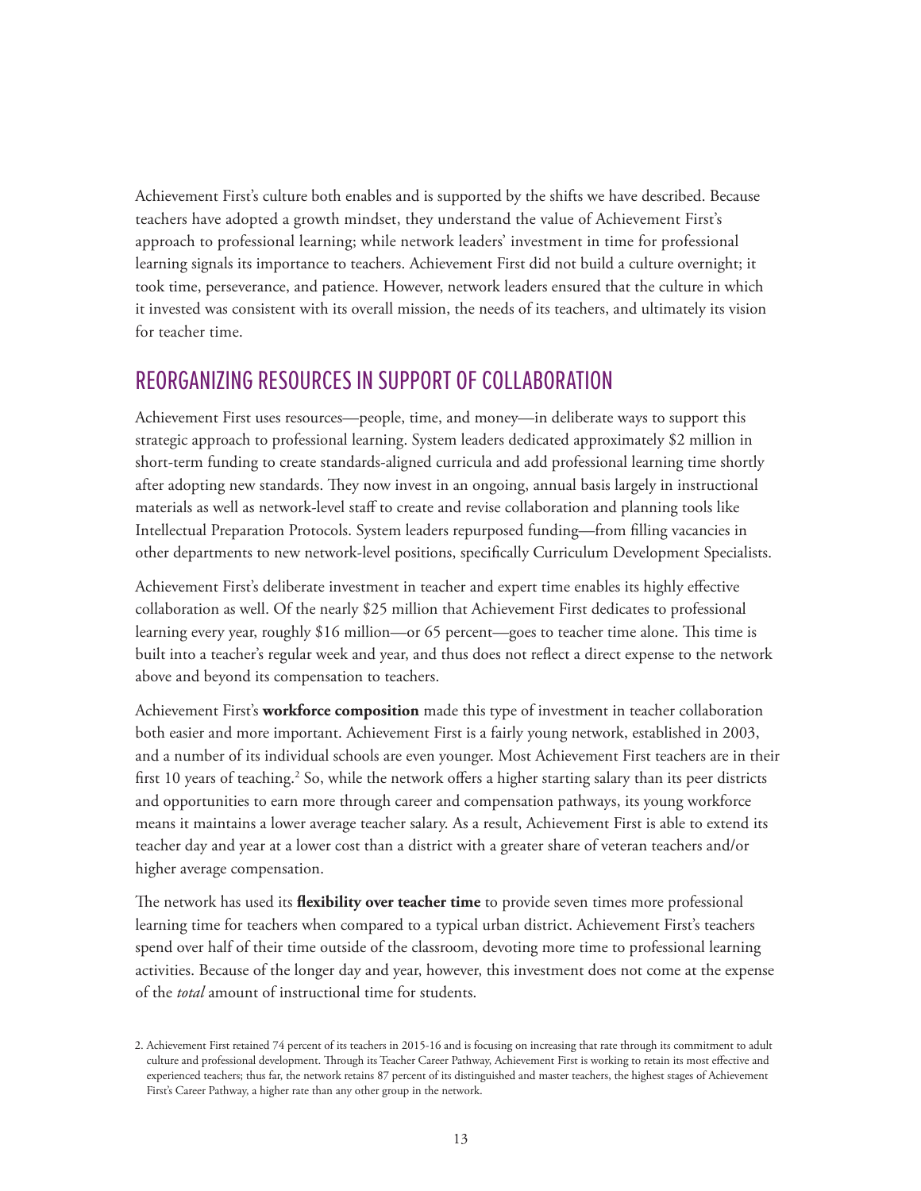Achievement First's culture both enables and is supported by the shifts we have described. Because teachers have adopted a growth mindset, they understand the value of Achievement First's approach to professional learning; while network leaders' investment in time for professional learning signals its importance to teachers. Achievement First did not build a culture overnight; it took time, perseverance, and patience. However, network leaders ensured that the culture in which it invested was consistent with its overall mission, the needs of its teachers, and ultimately its vision for teacher time.

## REORGANIZING RESOURCES IN SUPPORT OF COLLABORATION

Achievement First uses resources—people, time, and money—in deliberate ways to support this strategic approach to professional learning. System leaders dedicated approximately $2 million in short-term funding to create standards-aligned curricula and add professional learning time shortly after adopting new standards. They now invest in an ongoing, annual basis largely in instructional materials as well as network-level staff to create and revise collaboration and planning tools like Intellectual Preparation Protocols. System leaders repurposed funding—from filling vacancies in other departments to new network-level positions, specifically Curriculum Development Specialists.

Achievement First's deliberate investment in teacher and expert time enables its highly effective collaboration as well. Of the nearly $25 million that Achievement First dedicates to professional learning every year, roughly $16 million—or 65 percent—goes to teacher time alone. This time is built into a teacher's regular week and year, and thus does not reflect a direct expense to the network above and beyond its compensation to teachers.

Achievement First's **workforce composition** made this type of investment in teacher collaboration both easier and more important. Achievement First is a fairly young network, established in 2003, and a number of its individual schools are even younger. Most Achievement First teachers are in their first 10 years of teaching.[2] So, while the network offers a higher starting salary than its peer districts and opportunities to earn more through career and compensation pathways, its young workforce means it maintains a lower average teacher salary. As a result, Achievement First is able to extend its teacher day and year at a lower cost than a district with a greater share of veteran teachers and/or higher average compensation.

The network has used its **flexibility over teacher time** to provide seven times more professional learning time for teachers when compared to a typical urban district. Achievement First's teachers spend over half of their time outside of the classroom, devoting more time to professional learning activities. Because of the longer day and year, however, this investment does not come at the expense of the *total* amount of instructional time for students.

2. Achievement First retained 74 percent of its teachers in 2015-16 and is focusing on increasing that rate through its commitment to adult culture and professional development. Through its Teacher Career Pathway, Achievement First is working to retain its most effective and experienced teachers; thus far, the network retains 87 percent of its distinguished and master teachers, the highest stages of Achievement First's Career Pathway, a higher rate than any other group in the network.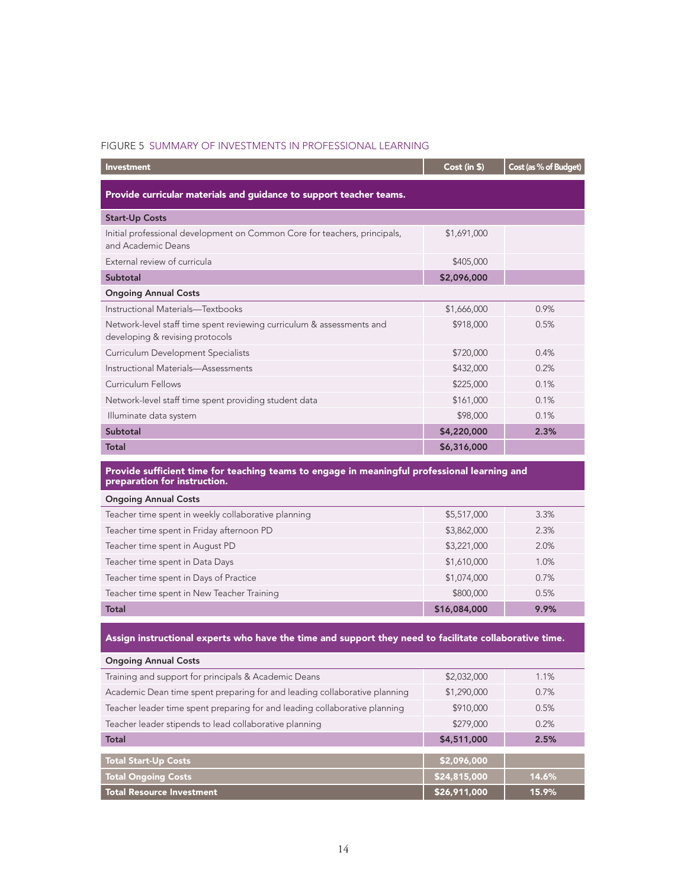FIGURE 5 SUMMARY OF INVESTMENTS IN PROFESSIONAL LEARNING

| Investment | Cost (in $) | Cost (as % of Budget) |
|---|---|---|
| **Provide curricular materials and guidance to support teacher teams.** | | |
| **Start-Up Costs** | | |
| Initial professional development on Common Core for teachers, principals, and Academic Deans | $1,691,000 | |
| External review of curricula | $405,000 | |
| **Subtotal** | **$2,096,000** | |
| **Ongoing Annual Costs** | | |
| Instructional Materials—Textbooks | $1,666,000 | 0.9% |
| Network-level staff time spent reviewing curriculum & assessments and developing & revising protocols | $918,000 | 0.5% |
| Curriculum Development Specialists | $720,000 | 0.4% |
| Instructional Materials—Assessments | $432,000 | 0.2% |
| Curriculum Fellows | $225,000 | 0.1% |
| Network-level staff time spent providing student data | $161,000 | 0.1% |
| Illuminate data system | $98,000 | 0.1% |
| **Subtotal** | **$4,220,000** | **2.3%** |
| **Total** | **$6,316,000** | |
| **Provide sufficient time for teaching teams to engage in meaningful professional learning and preparation for instruction.** | | |
| **Ongoing Annual Costs** | | |
| Teacher time spent in weekly collaborative planning | $5,517,000 | 3.3% |
| Teacher time spent in Friday afternoon PD | $3,862,000 | 2.3% |
| Teacher time spent in August PD | $3,221,000 | 2.0% |
| Teacher time spent in Data Days | $1,610,000 | 1.0% |
| Teacher time spent in Days of Practice | $1,074,000 | 0.7% |
| Teacher time spent in New Teacher Training | $800,000 | 0.5% |
| **Total** | **$16,084,000** | **9.9%** |
| **Assign instructional experts who have the time and support they need to facilitate collaborative time.** | | |
| **Ongoing Annual Costs** | | |
| Training and support for principals & Academic Deans | $2,032,000 | 1.1% |
| Academic Dean time spent preparing for and leading collaborative planning | $1,290,000 | 0.7% |
| Teacher leader time spent preparing for and leading collaborative planning | $910,000 | 0.5% |
| Teacher leader stipends to lead collaborative planning | $279,000 | 0.2% |
| **Total** | **$4,511,000** | **2.5%** |
| **Total Start-Up Costs** | **$2,096,000** | |
| **Total Ongoing Costs** | **$24,815,000** | **14.6%** |
| **Total Resource Investment** | **$26,911,000** | **15.9%** |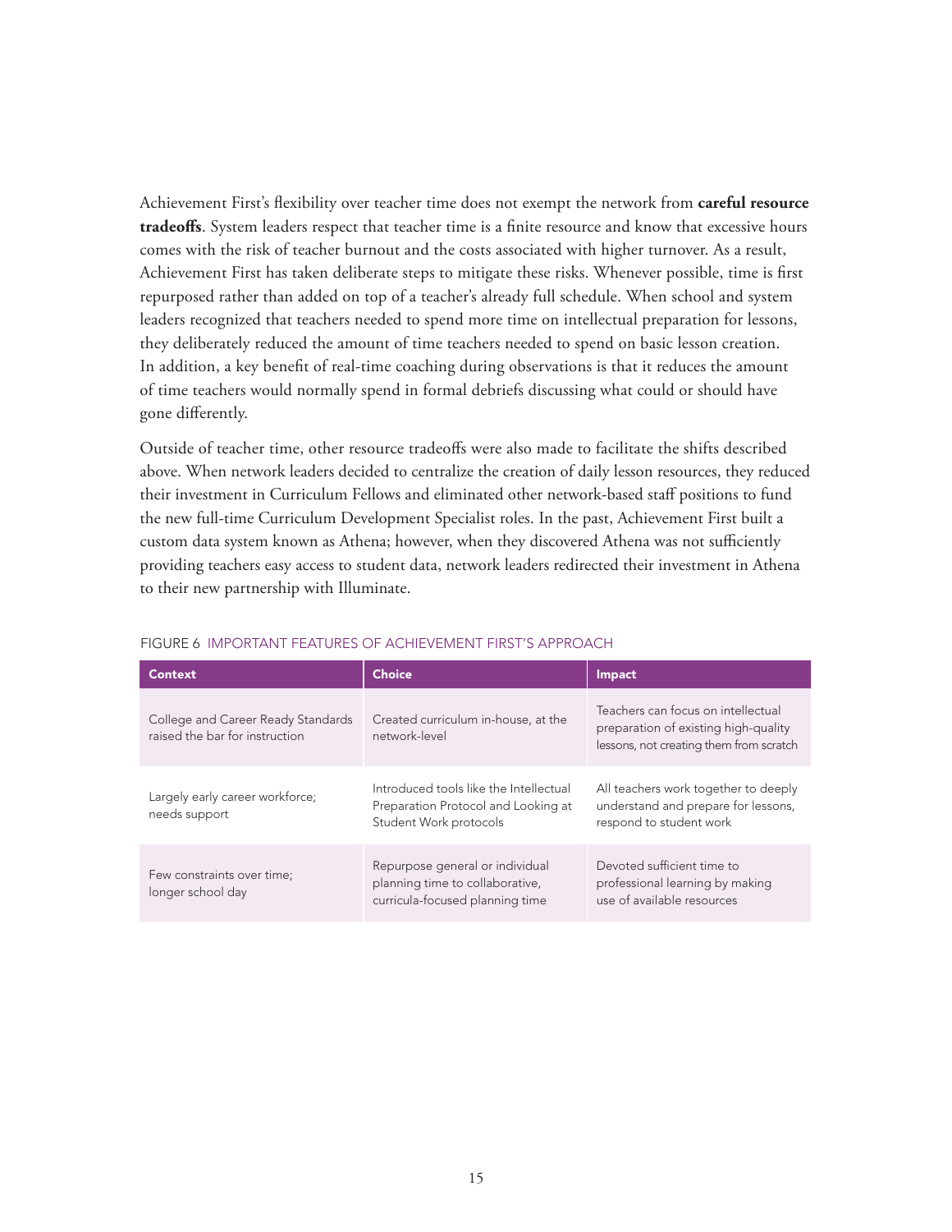Achievement First's flexibility over teacher time does not exempt the network from **careful resource tradeoffs**. System leaders respect that teacher time is a finite resource and know that excessive hours comes with the risk of teacher burnout and the costs associated with higher turnover. As a result, Achievement First has taken deliberate steps to mitigate these risks. Whenever possible, time is first repurposed rather than added on top of a teacher's already full schedule. When school and system leaders recognized that teachers needed to spend more time on intellectual preparation for lessons, they deliberately reduced the amount of time teachers needed to spend on basic lesson creation. In addition, a key benefit of real-time coaching during observations is that it reduces the amount of time teachers would normally spend in formal debriefs discussing what could or should have gone differently.

Outside of teacher time, other resource tradeoffs were also made to facilitate the shifts described above. When network leaders decided to centralize the creation of daily lesson resources, they reduced their investment in Curriculum Fellows and eliminated other network-based staff positions to fund the new full-time Curriculum Development Specialist roles. In the past, Achievement First built a custom data system known as Athena; however, when they discovered Athena was not sufficiently providing teachers easy access to student data, network leaders redirected their investment in Athena to their new partnership with Illuminate.

FIGURE 6 IMPORTANT FEATURES OF ACHIEVEMENT FIRST'S APPROACH

| Context | Choice | Impact |
|---|---|---|
| College and Career Ready Standards raised the bar for instruction | Created curriculum in-house, at the network-level | Teachers can focus on intellectual preparation of existing high-quality lessons, not creating them from scratch |
| Largely early career workforce; needs support | Introduced tools like the Intellectual Preparation Protocol and Looking at Student Work protocols | All teachers work together to deeply understand and prepare for lessons, respond to student work |
| Few constraints over time; longer school day | Repurpose general or individual planning time to collaborative, curricula-focused planning time | Devoted sufficient time to professional learning by making use of available resources |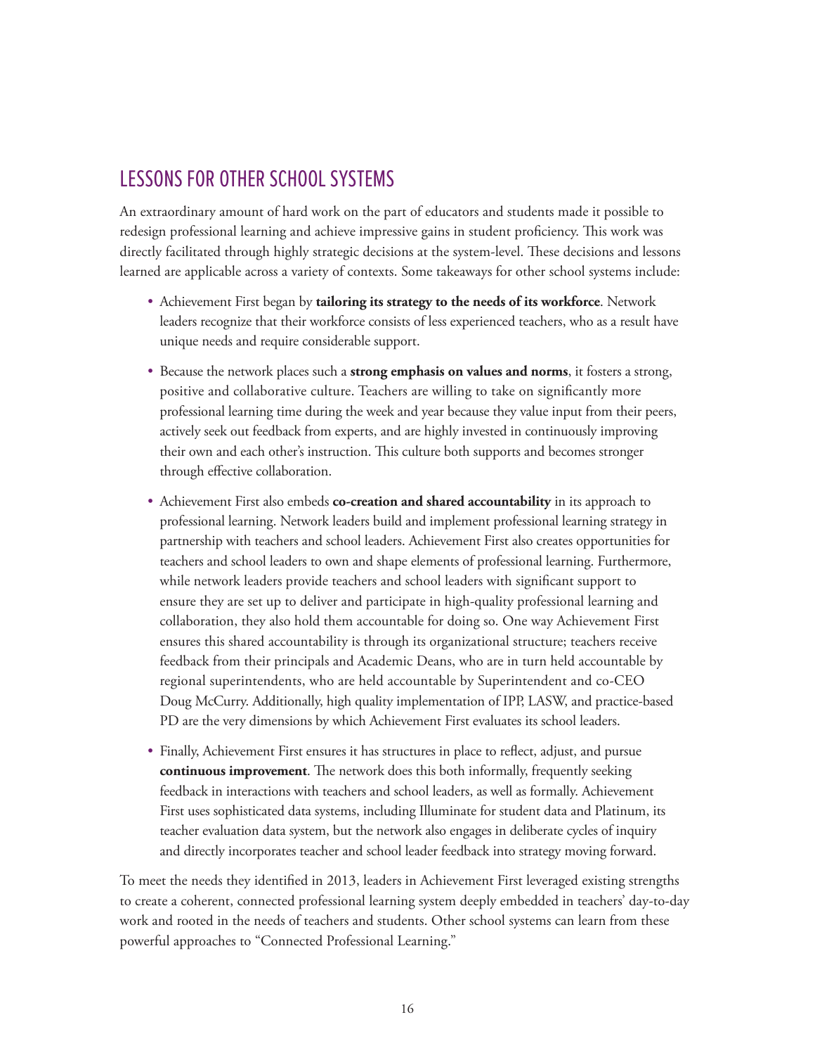## LESSONS FOR OTHER SCHOOL SYSTEMS

An extraordinary amount of hard work on the part of educators and students made it possible to redesign professional learning and achieve impressive gains in student proficiency. This work was directly facilitated through highly strategic decisions at the system-level. These decisions and lessons learned are applicable across a variety of contexts. Some takeaways for other school systems include:

- Achievement First began by **tailoring its strategy to the needs of its workforce**. Network leaders recognize that their workforce consists of less experienced teachers, who as a result have unique needs and require considerable support.
- Because the network places such a **strong emphasis on values and norms**, it fosters a strong, positive and collaborative culture. Teachers are willing to take on significantly more professional learning time during the week and year because they value input from their peers, actively seek out feedback from experts, and are highly invested in continuously improving their own and each other's instruction. This culture both supports and becomes stronger through effective collaboration.
- Achievement First also embeds **co-creation and shared accountability** in its approach to professional learning. Network leaders build and implement professional learning strategy in partnership with teachers and school leaders. Achievement First also creates opportunities for teachers and school leaders to own and shape elements of professional learning. Furthermore, while network leaders provide teachers and school leaders with significant support to ensure they are set up to deliver and participate in high-quality professional learning and collaboration, they also hold them accountable for doing so. One way Achievement First ensures this shared accountability is through its organizational structure; teachers receive feedback from their principals and Academic Deans, who are in turn held accountable by regional superintendents, who are held accountable by Superintendent and co-CEO Doug McCurry. Additionally, high quality implementation of IPP, LASW, and practice-based PD are the very dimensions by which Achievement First evaluates its school leaders.
- Finally, Achievement First ensures it has structures in place to reflect, adjust, and pursue **continuous improvement**. The network does this both informally, frequently seeking feedback in interactions with teachers and school leaders, as well as formally. Achievement First uses sophisticated data systems, including Illuminate for student data and Platinum, its teacher evaluation data system, but the network also engages in deliberate cycles of inquiry and directly incorporates teacher and school leader feedback into strategy moving forward.

To meet the needs they identified in 2013, leaders in Achievement First leveraged existing strengths to create a coherent, connected professional learning system deeply embedded in teachers' day-to-day work and rooted in the needs of teachers and students. Other school systems can learn from these powerful approaches to "Connected Professional Learning."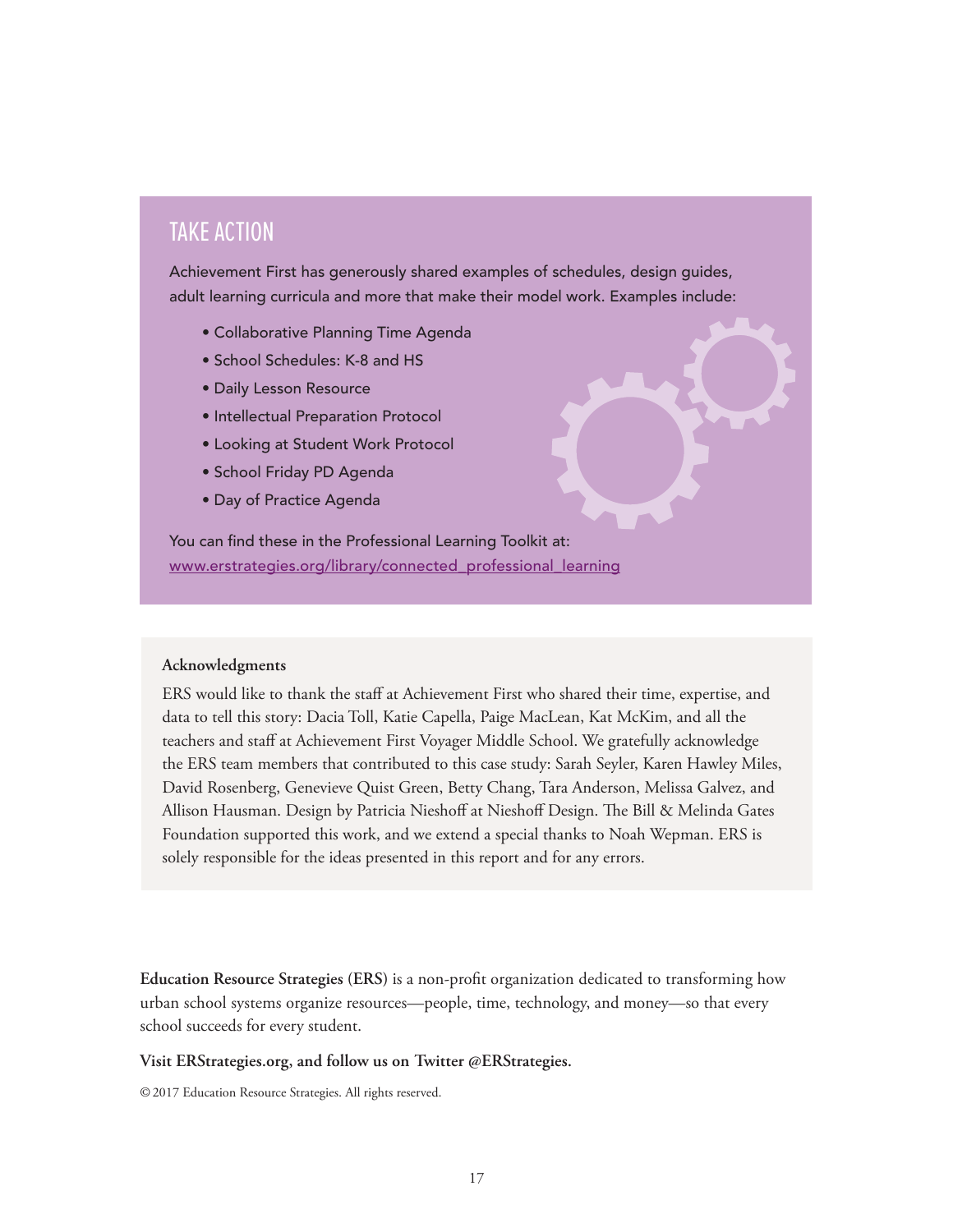## TAKE ACTION

Achievement First has generously shared examples of schedules, design guides, adult learning curricula and more that make their model work. Examples include:

- Collaborative Planning Time Agenda
- School Schedules: K-8 and HS
- Daily Lesson Resource
- Intellectual Preparation Protocol
- Looking at Student Work Protocol
- School Friday PD Agenda
- Day of Practice Agenda

You can find these in the Professional Learning Toolkit at:
www.erstrategies.org/library/connected_professional_learning

**Acknowledgments**

ERS would like to thank the staff at Achievement First who shared their time, expertise, and data to tell this story: Dacia Toll, Katie Capella, Paige MacLean, Kat McKim, and all the teachers and staff at Achievement First Voyager Middle School. We gratefully acknowledge the ERS team members that contributed to this case study: Sarah Seyler, Karen Hawley Miles, David Rosenberg, Genevieve Quist Green, Betty Chang, Tara Anderson, Melissa Galvez, and Allison Hausman. Design by Patricia Nieshoff at Nieshoff Design. The Bill & Melinda Gates Foundation supported this work, and we extend a special thanks to Noah Wepman. ERS is solely responsible for the ideas presented in this report and for any errors.

**Education Resource Strategies (ERS)** is a non-profit organization dedicated to transforming how urban school systems organize resources—people, time, technology, and money—so that every school succeeds for every student.

**Visit ERStrategies.org, and follow us on Twitter @ERStrategies.**

© 2017 Education Resource Strategies. All rights reserved.